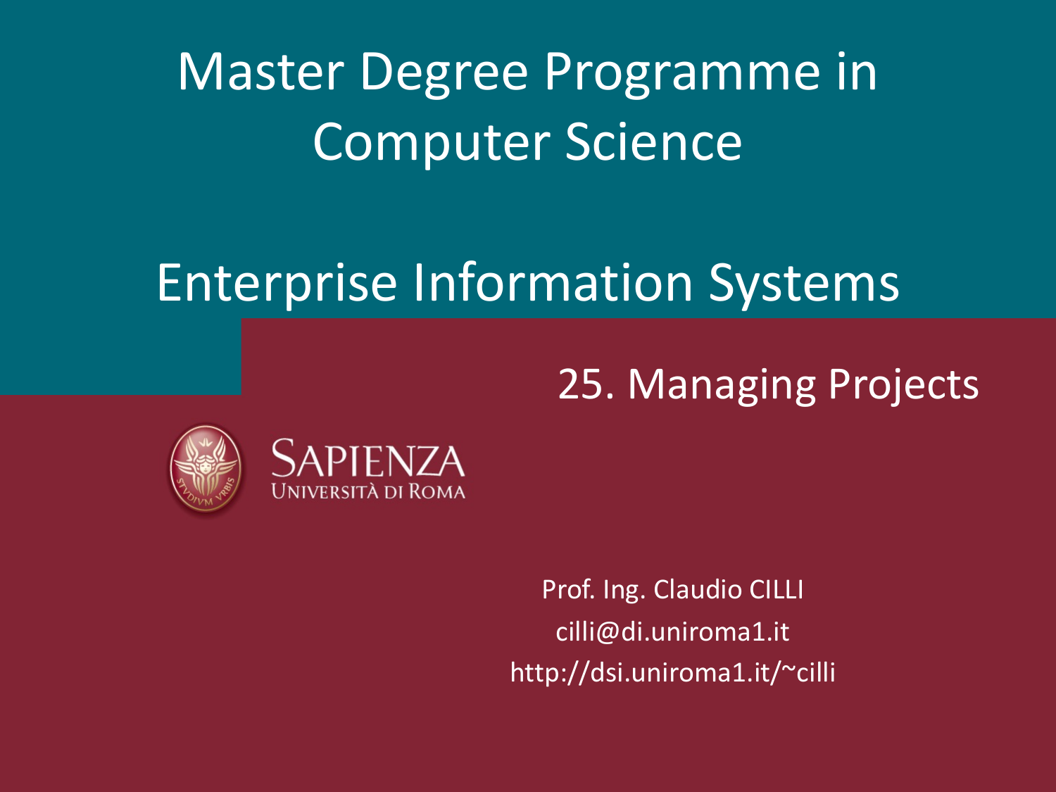# Master Degree Programme in Computer Science

# Enterprise Information Systems

## 25. Managing Projects

SAPIENZA
UNIVERSITÀ DI ROMA

Prof. Ing. Claudio CILLI
cilli@di.uniroma1.it
http://dsi.uniroma1.it/~cilli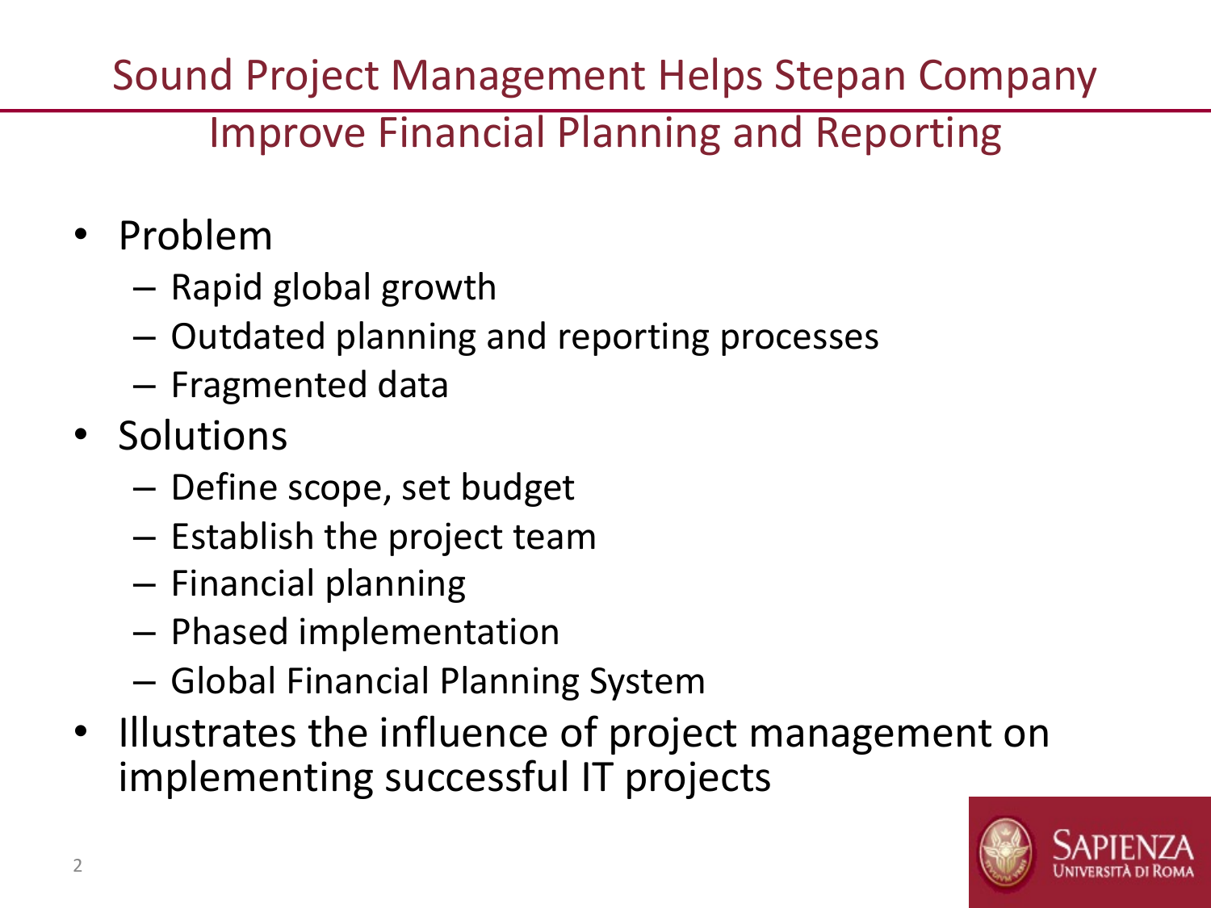# Sound Project Management Helps Stepan Company Improve Financial Planning and Reporting

- Problem
  - Rapid global growth
  - Outdated planning and reporting processes
  - Fragmented data
- Solutions
  - Define scope, set budget
  - Establish the project team
  - Financial planning
  - Phased implementation
  - Global Financial Planning System
- Illustrates the influence of project management on implementing successful IT projects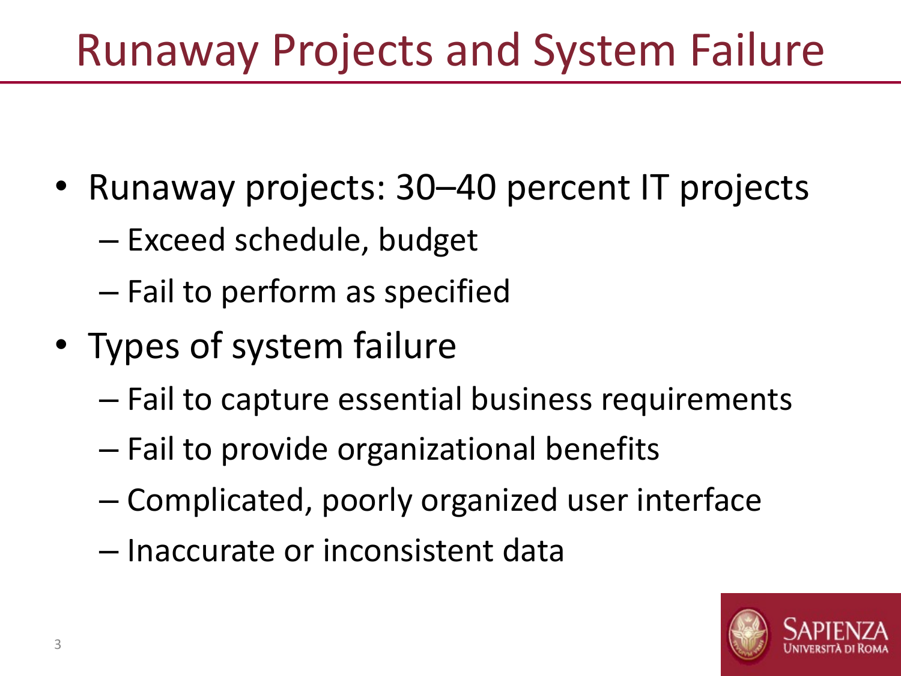# Runaway Projects and System Failure

- Runaway projects: 30–40 percent IT projects
  - Exceed schedule, budget
  - Fail to perform as specified
- Types of system failure
  - Fail to capture essential business requirements
  - Fail to provide organizational benefits
  - Complicated, poorly organized user interface
  - Inaccurate or inconsistent data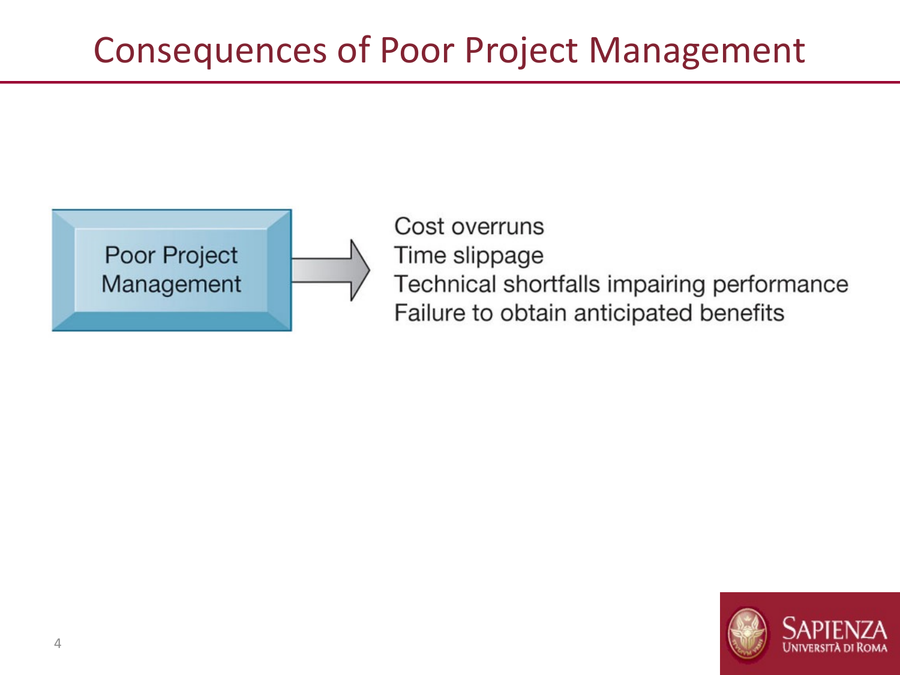# Consequences of Poor Project Management

Poor Project Management

- Cost overruns
- Time slippage
- Technical shortfalls impairing performance
- Failure to obtain anticipated benefits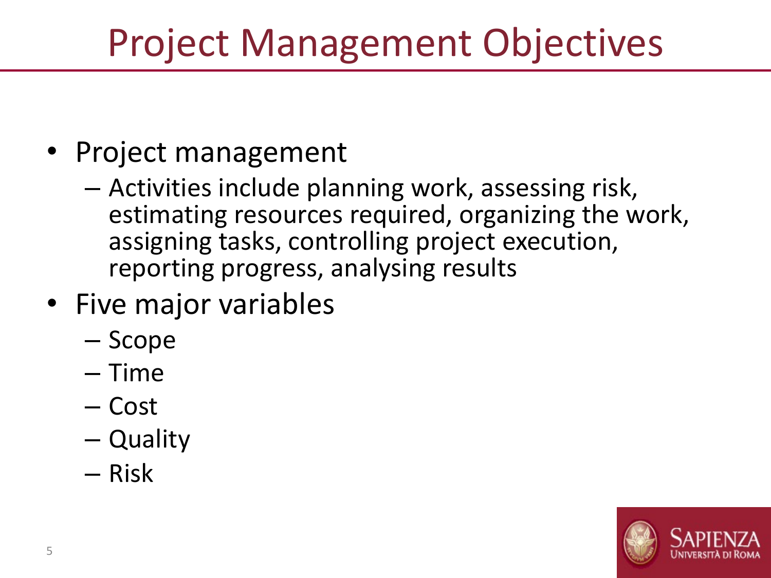# Project Management Objectives

- Project management
  - Activities include planning work, assessing risk, estimating resources required, organizing the work, assigning tasks, controlling project execution, reporting progress, analysing results
- Five major variables
  - Scope
  - Time
  - Cost
  - Quality
  - Risk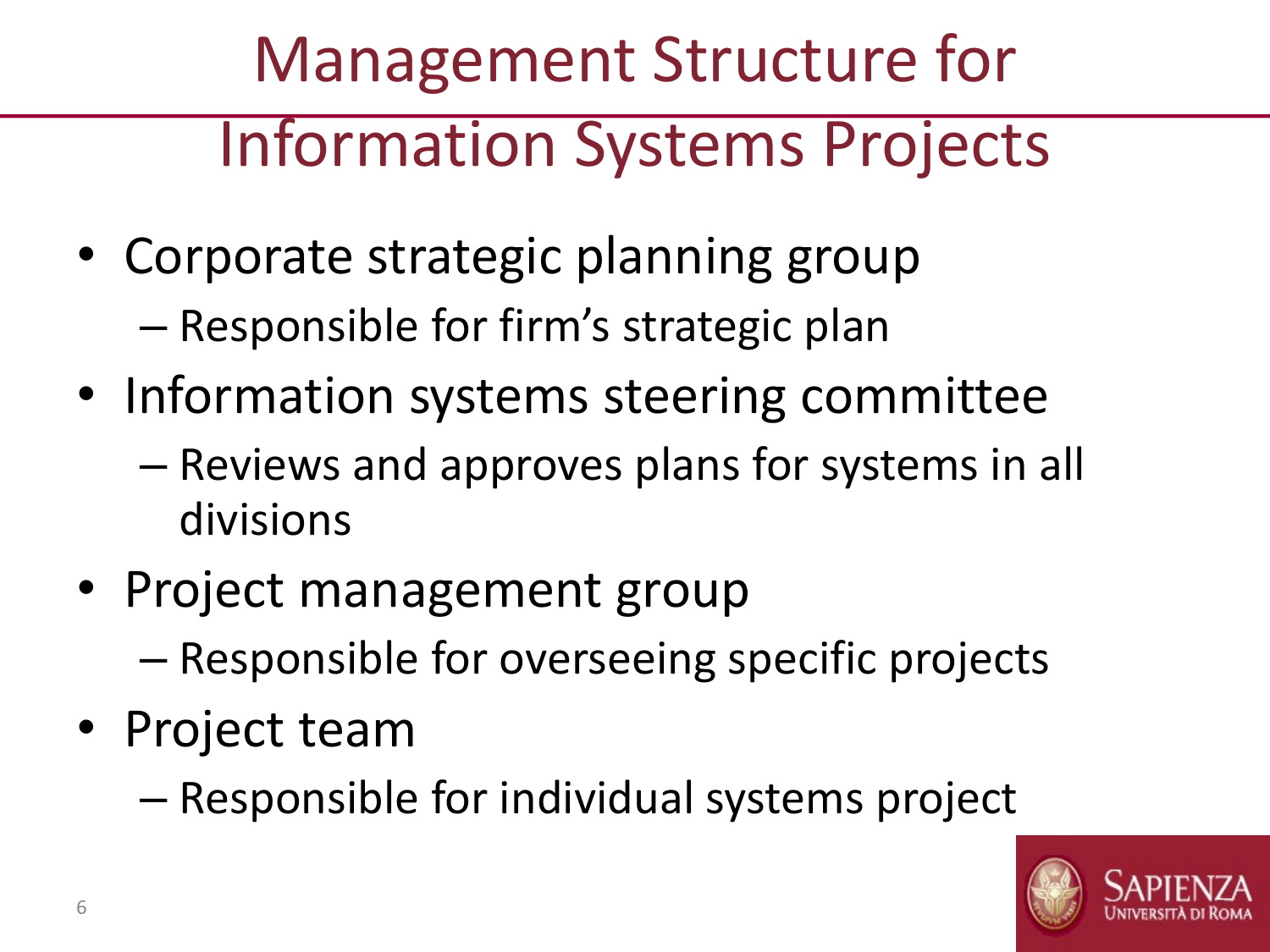# Management Structure for Information Systems Projects

- Corporate strategic planning group
  - Responsible for firm's strategic plan
- Information systems steering committee
  - Reviews and approves plans for systems in all divisions
- Project management group
  - Responsible for overseeing specific projects
- Project team
  - Responsible for individual systems project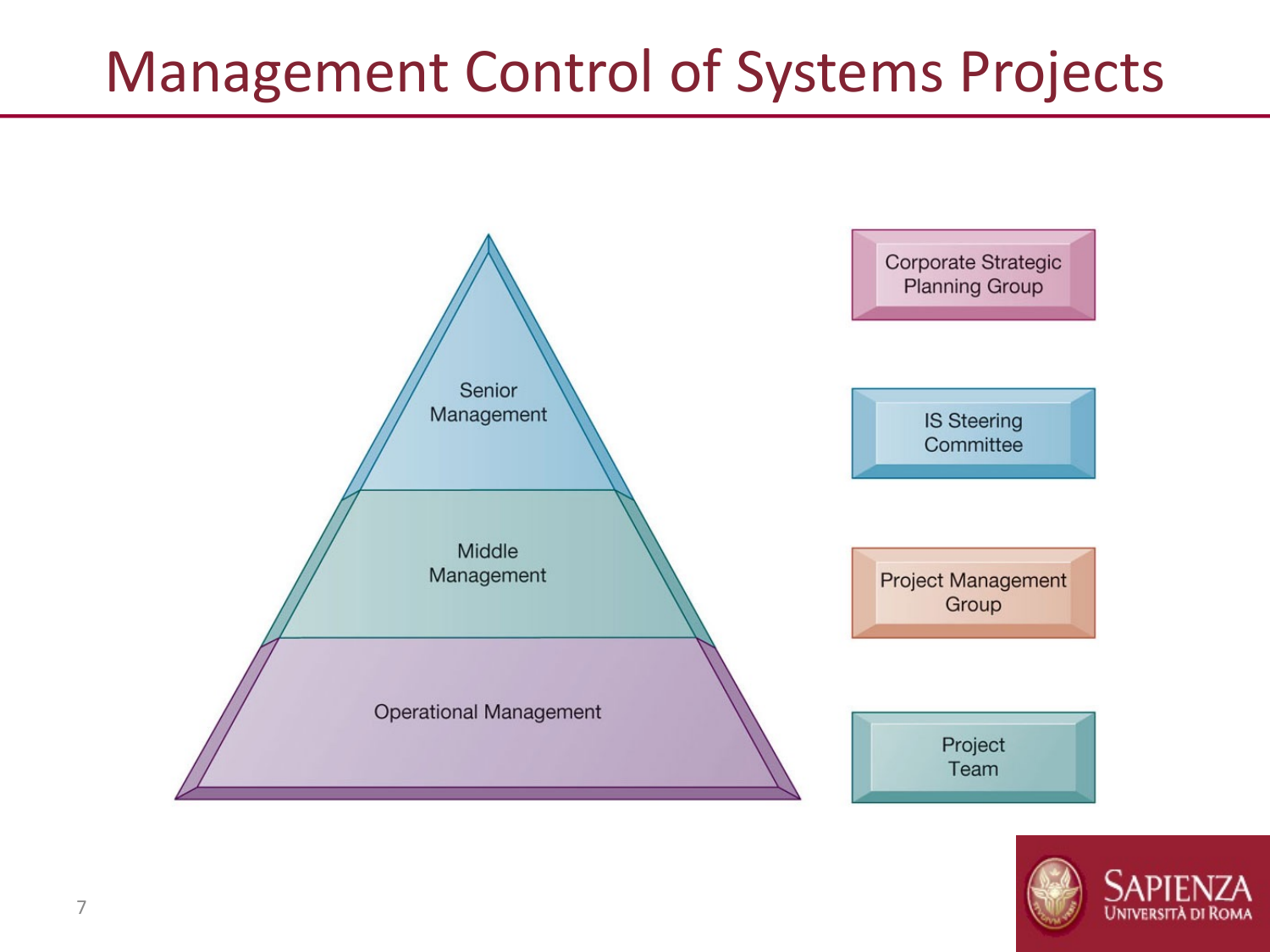# Management Control of Systems Projects

Senior Management

Middle Management

Operational Management

Corporate Strategic Planning Group

IS Steering Committee

Project Management Group

Project Team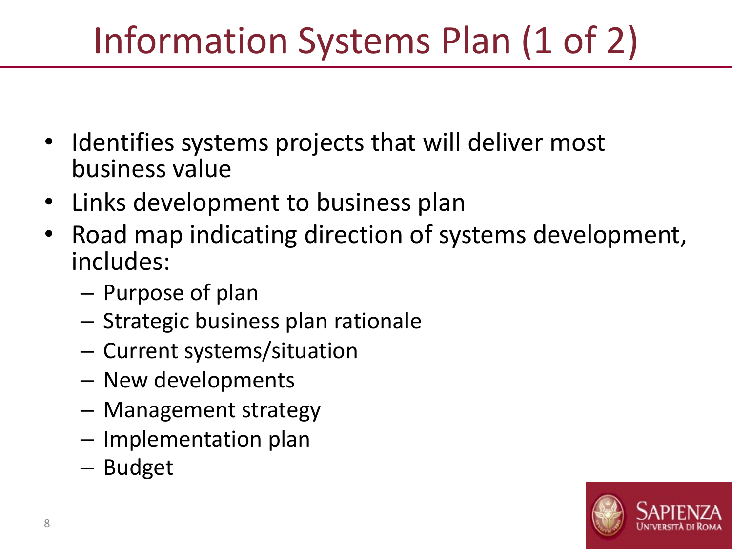# Information Systems Plan (1 of 2)

- Identifies systems projects that will deliver most business value
- Links development to business plan
- Road map indicating direction of systems development, includes:
  - Purpose of plan
  - Strategic business plan rationale
  - Current systems/situation
  - New developments
  - Management strategy
  - Implementation plan
  - Budget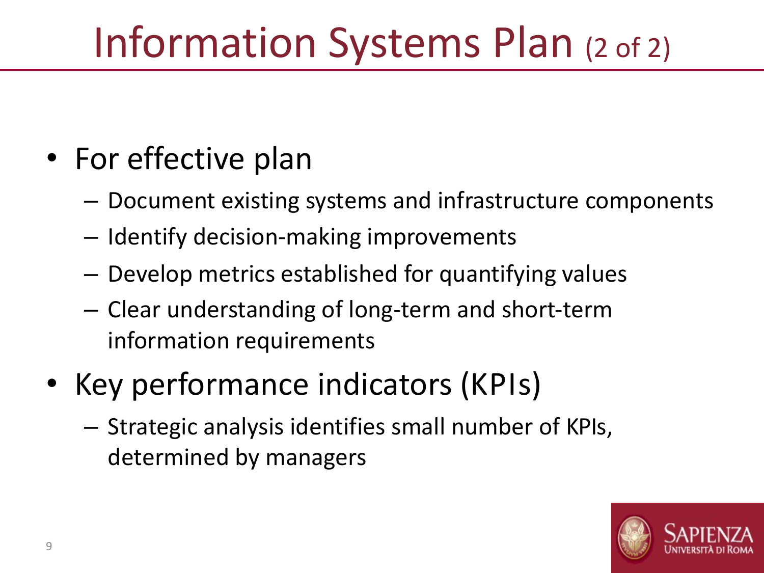# Information Systems Plan (2 of 2)

- For effective plan
  - Document existing systems and infrastructure components
  - Identify decision-making improvements
  - Develop metrics established for quantifying values
  - Clear understanding of long-term and short-term information requirements
- Key performance indicators (KPIs)
  - Strategic analysis identifies small number of KPIs, determined by managers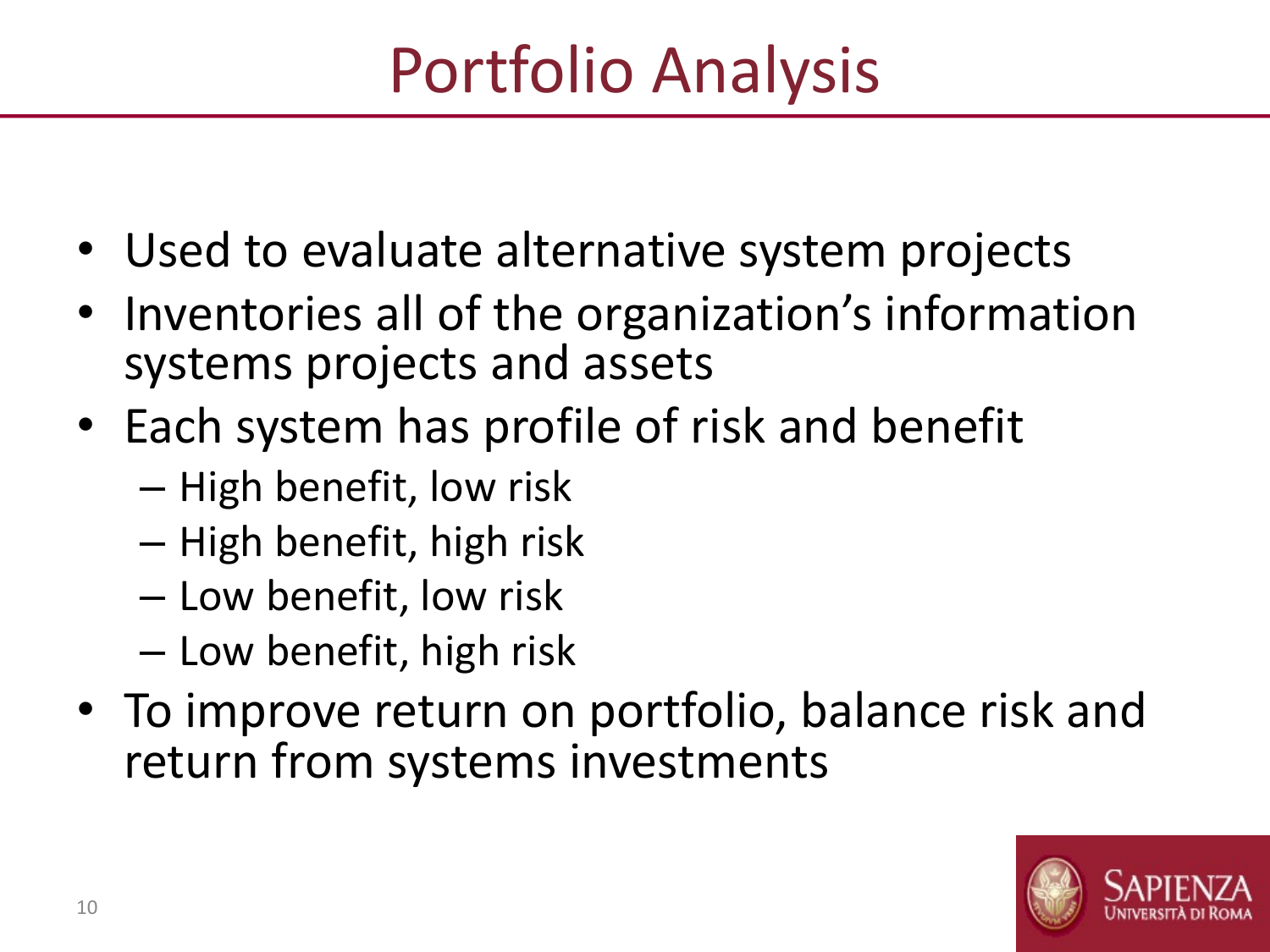# Portfolio Analysis

- Used to evaluate alternative system projects
- Inventories all of the organization's information systems projects and assets
- Each system has profile of risk and benefit
  - High benefit, low risk
  - High benefit, high risk
  - Low benefit, low risk
  - Low benefit, high risk
- To improve return on portfolio, balance risk and return from systems investments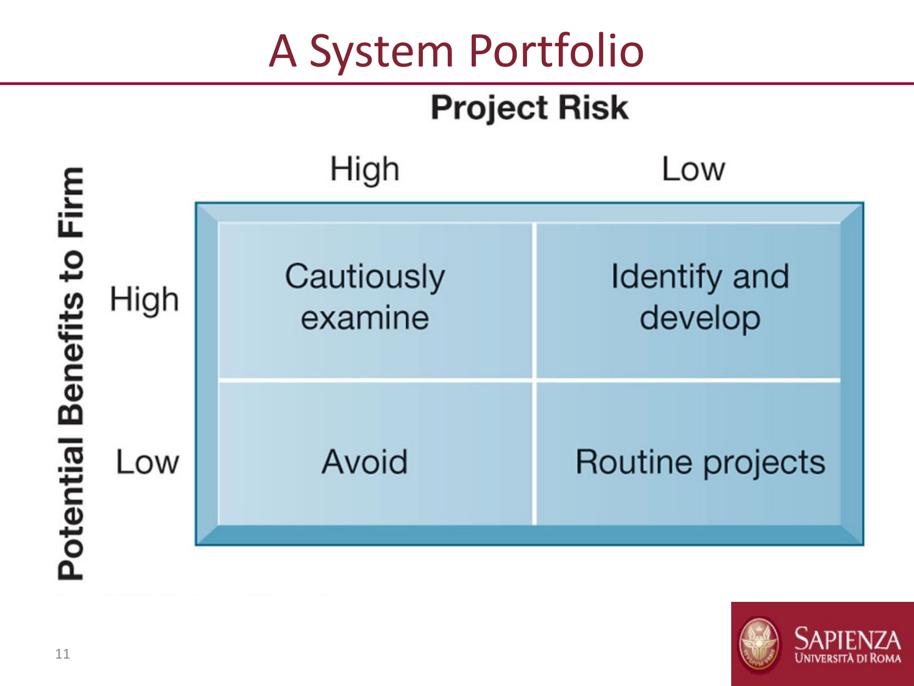# A System Portfolio

| Potential Benefits to Firm | Project Risk: High | Project Risk: Low |
| --- | --- | --- |
| High | Cautiously examine | Identify and develop |
| Low | Avoid | Routine projects |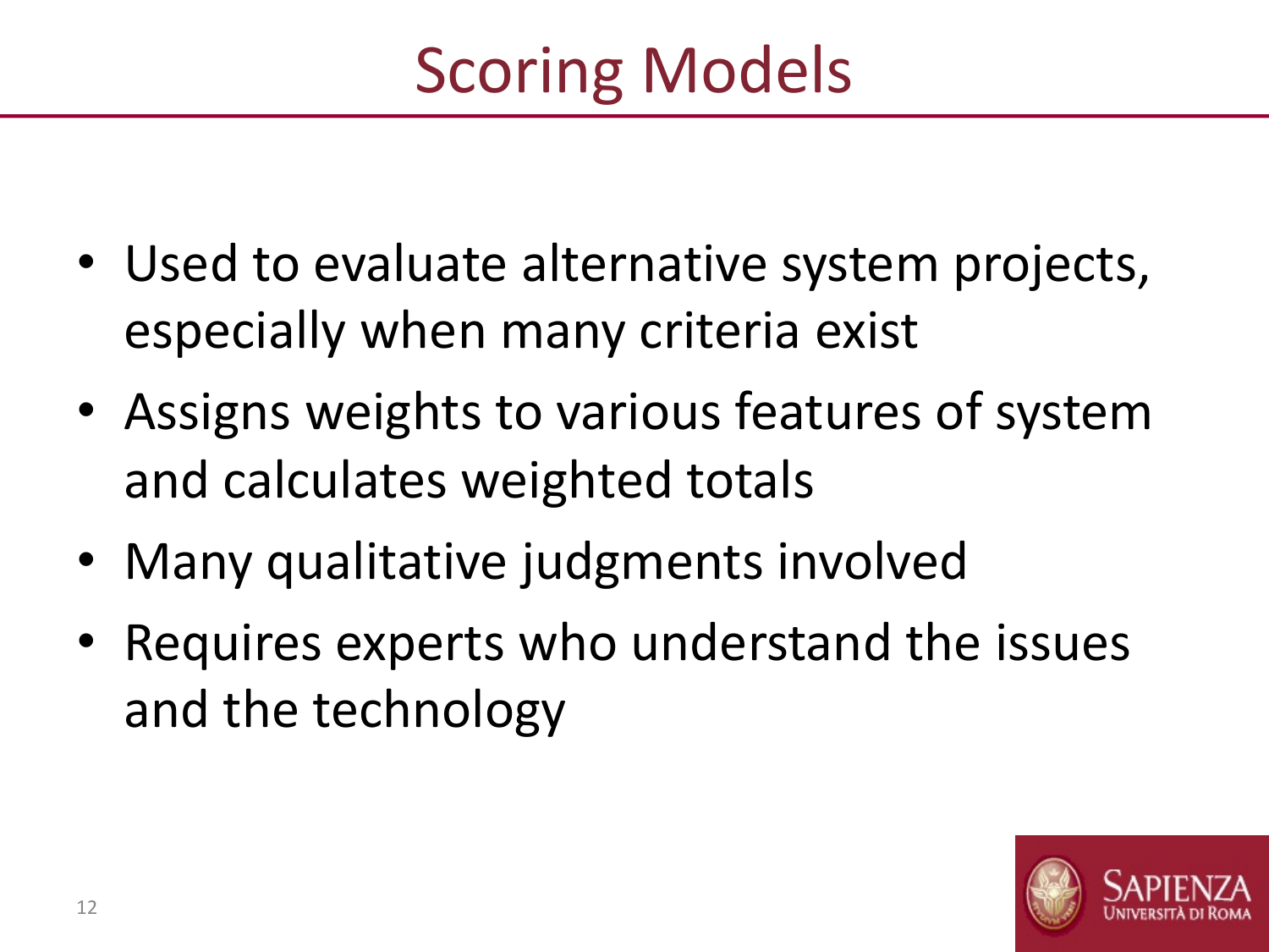# Scoring Models

- Used to evaluate alternative system projects, especially when many criteria exist
- Assigns weights to various features of system and calculates weighted totals
- Many qualitative judgments involved
- Requires experts who understand the issues and the technology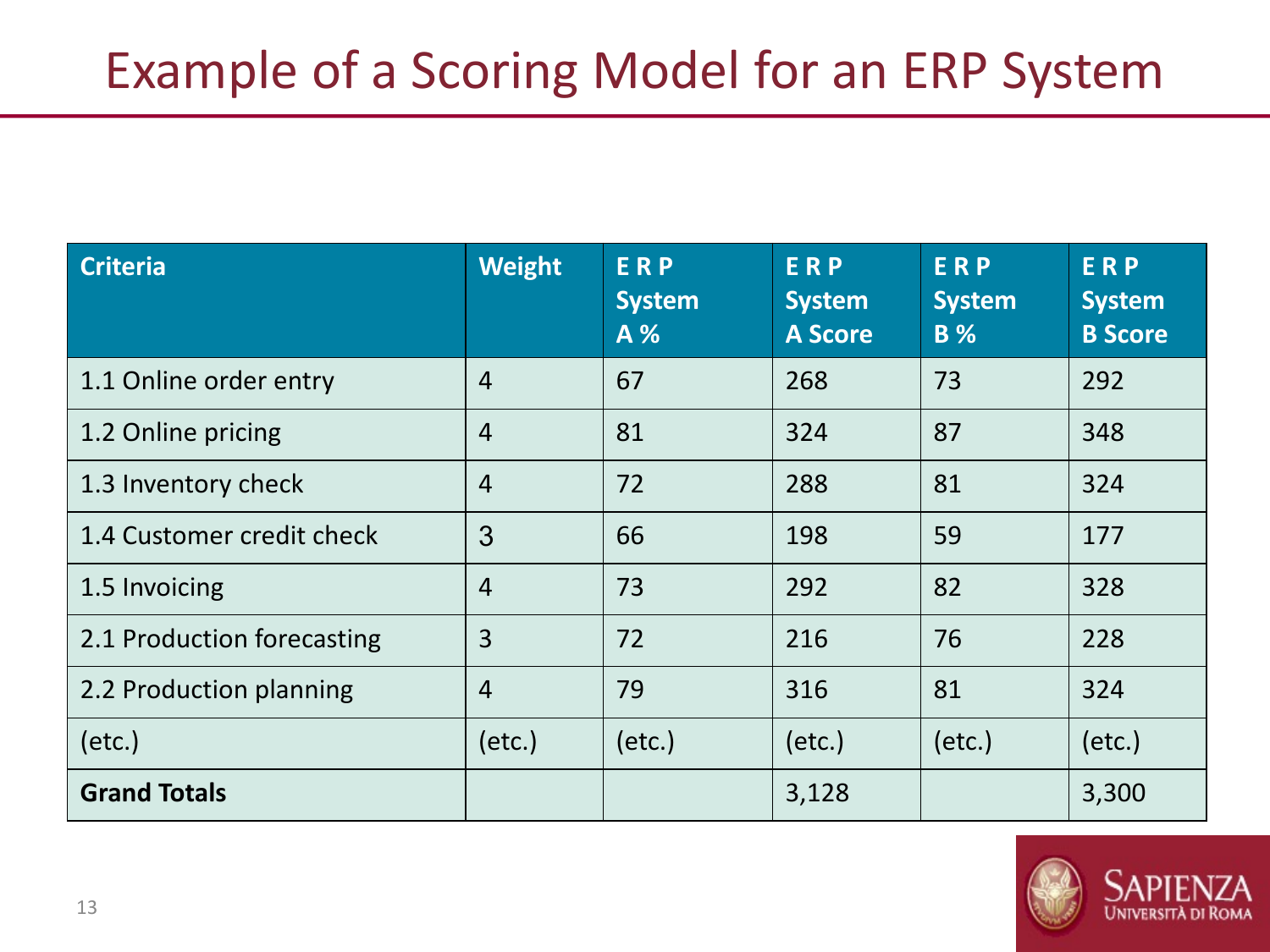# Example of a Scoring Model for an ERP System

| Criteria | Weight | E R P System A % | E R P System A Score | E R P System B % | E R P System B Score |
|---|---|---|---|---|---|
| 1.1 Online order entry | 4 | 67 | 268 | 73 | 292 |
| 1.2 Online pricing | 4 | 81 | 324 | 87 | 348 |
| 1.3 Inventory check | 4 | 72 | 288 | 81 | 324 |
| 1.4 Customer credit check | 3 | 66 | 198 | 59 | 177 |
| 1.5 Invoicing | 4 | 73 | 292 | 82 | 328 |
| 2.1 Production forecasting | 3 | 72 | 216 | 76 | 228 |
| 2.2 Production planning | 4 | 79 | 316 | 81 | 324 |
| (etc.) | (etc.) | (etc.) | (etc.) | (etc.) | (etc.) |
| **Grand Totals** | | | 3,128 | | 3,300 |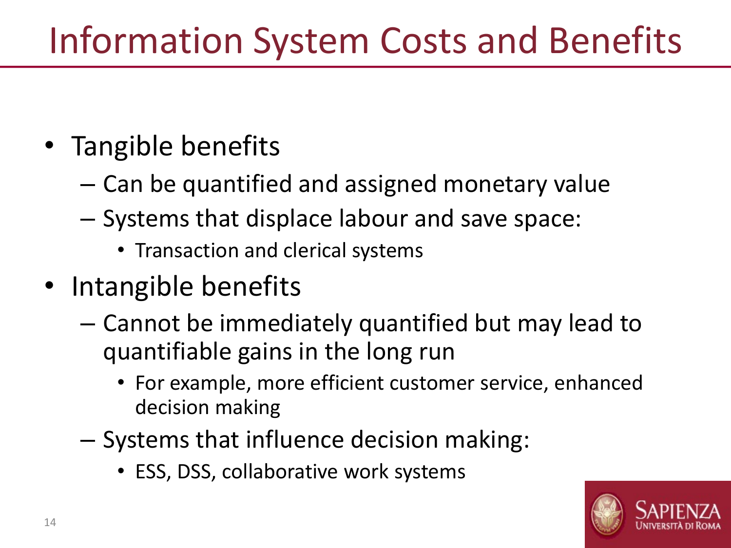# Information System Costs and Benefits

- Tangible benefits
  - Can be quantified and assigned monetary value
  - Systems that displace labour and save space:
    - Transaction and clerical systems
- Intangible benefits
  - Cannot be immediately quantified but may lead to quantifiable gains in the long run
    - For example, more efficient customer service, enhanced decision making
  - Systems that influence decision making:
    - ESS, DSS, collaborative work systems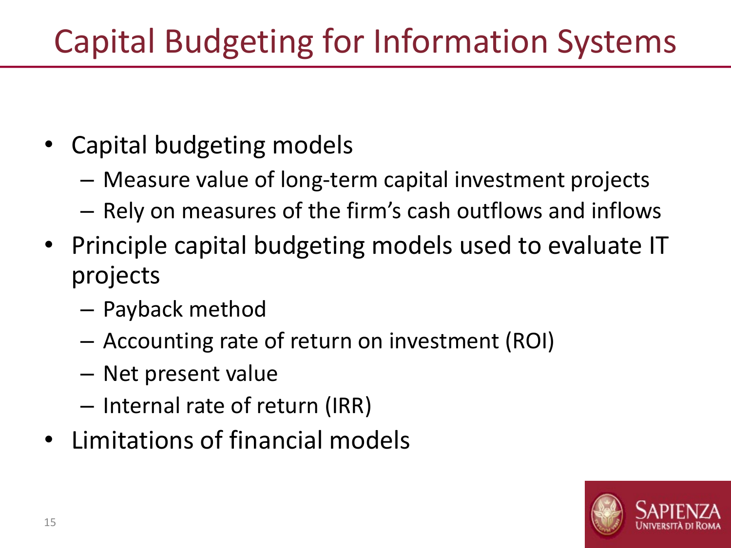# Capital Budgeting for Information Systems

- Capital budgeting models
  - Measure value of long-term capital investment projects
  - Rely on measures of the firm's cash outflows and inflows
- Principle capital budgeting models used to evaluate IT projects
  - Payback method
  - Accounting rate of return on investment (ROI)
  - Net present value
  - Internal rate of return (IRR)
- Limitations of financial models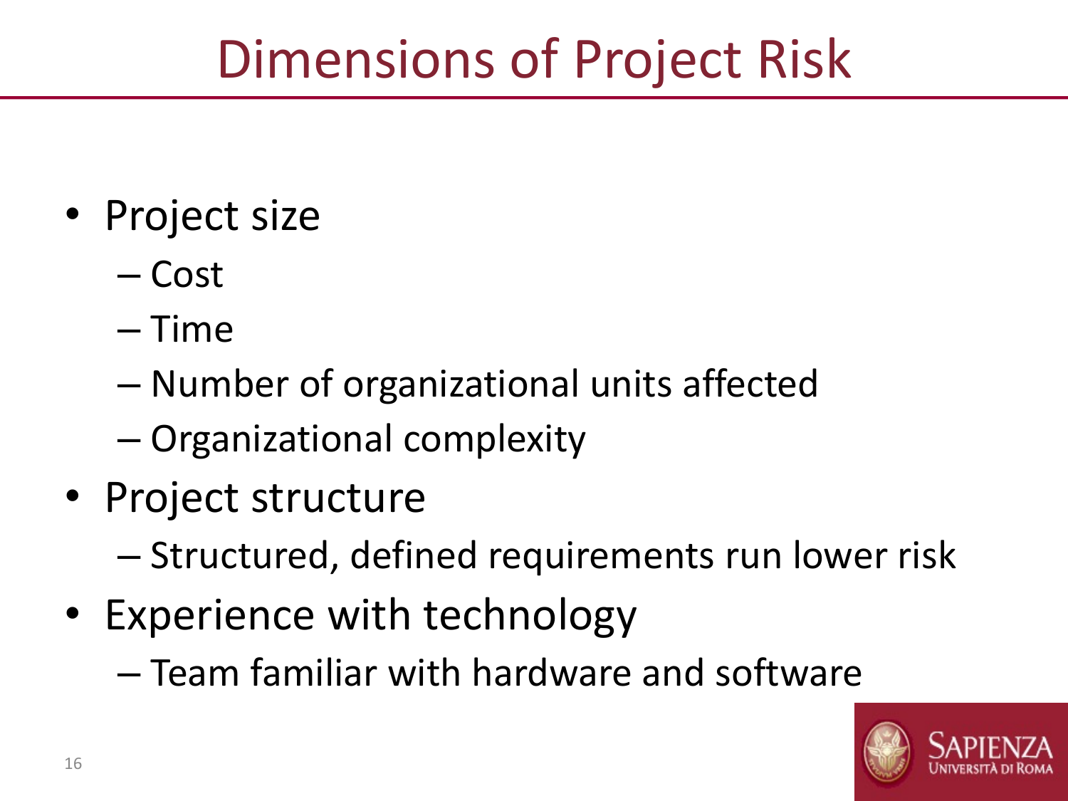# Dimensions of Project Risk

- Project size
  - Cost
  - Time
  - Number of organizational units affected
  - Organizational complexity
- Project structure
  - Structured, defined requirements run lower risk
- Experience with technology
  - Team familiar with hardware and software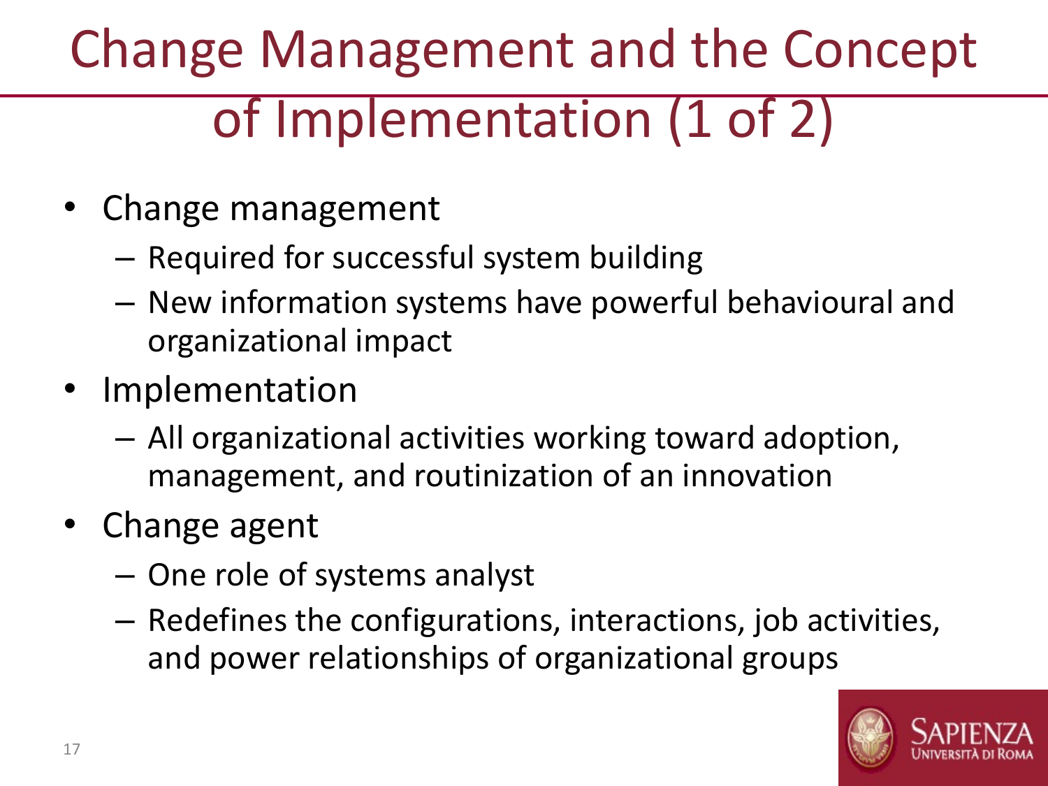# Change Management and the Concept of Implementation (1 of 2)

- Change management
  - Required for successful system building
  - New information systems have powerful behavioural and organizational impact
- Implementation
  - All organizational activities working toward adoption, management, and routinization of an innovation
- Change agent
  - One role of systems analyst
  - Redefines the configurations, interactions, job activities, and power relationships of organizational groups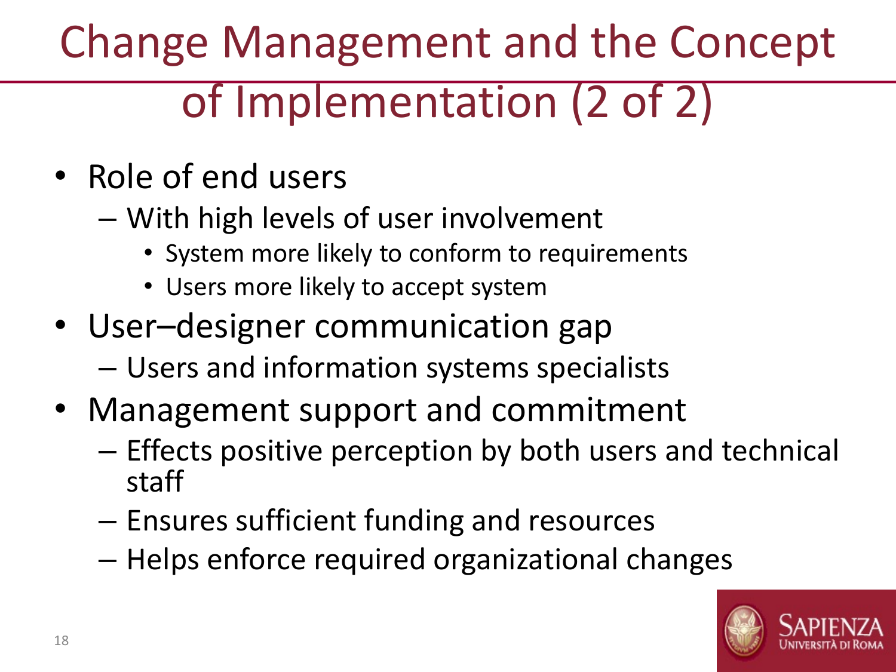# Change Management and the Concept of Implementation (2 of 2)

- Role of end users
  - With high levels of user involvement
    - System more likely to conform to requirements
    - Users more likely to accept system
- User–designer communication gap
  - Users and information systems specialists
- Management support and commitment
  - Effects positive perception by both users and technical staff
  - Ensures sufficient funding and resources
  - Helps enforce required organizational changes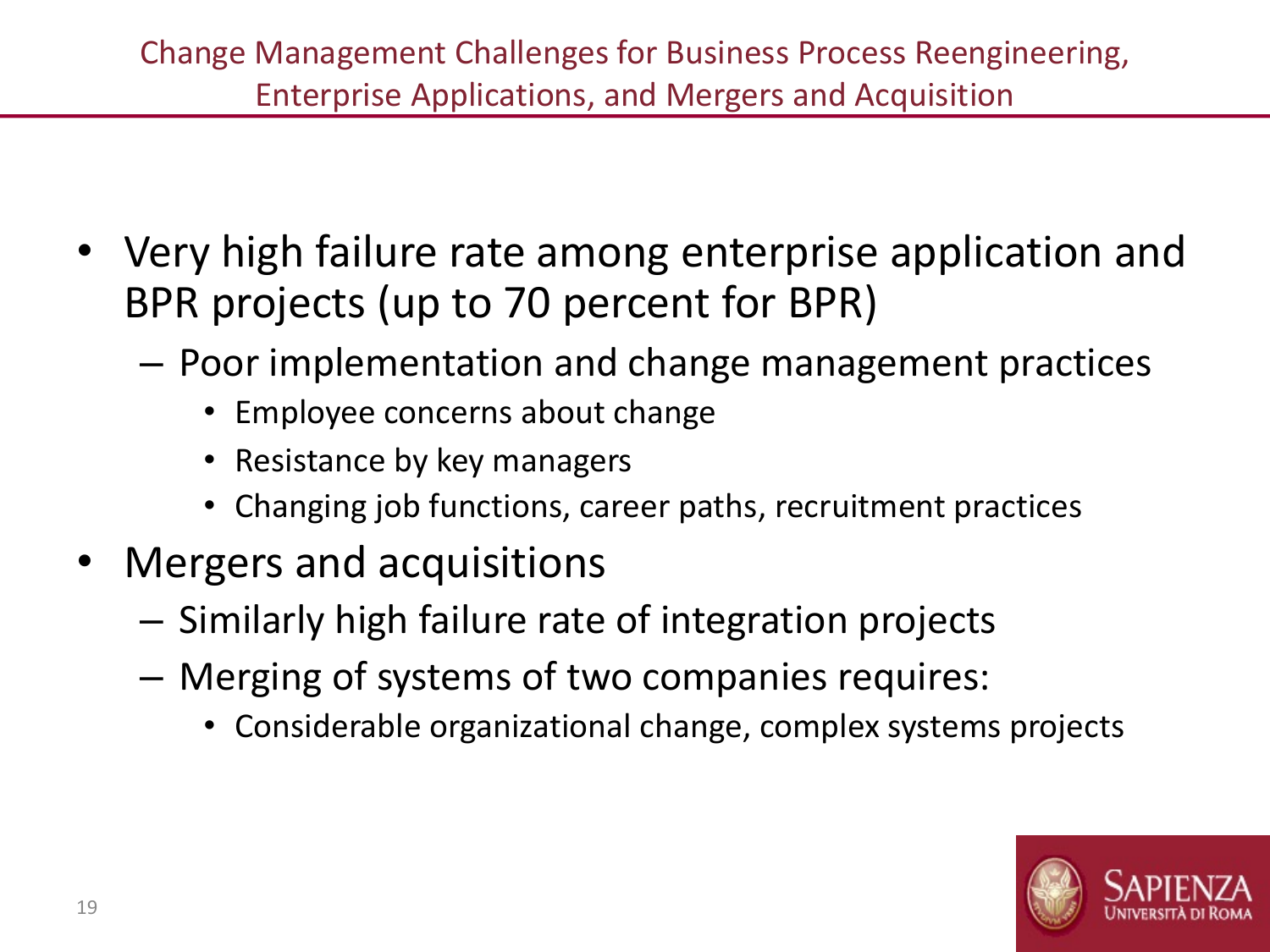## Change Management Challenges for Business Process Reengineering, Enterprise Applications, and Mergers and Acquisition

- Very high failure rate among enterprise application and BPR projects (up to 70 percent for BPR)
  - Poor implementation and change management practices
    - Employee concerns about change
    - Resistance by key managers
    - Changing job functions, career paths, recruitment practices
- Mergers and acquisitions
  - Similarly high failure rate of integration projects
  - Merging of systems of two companies requires:
    - Considerable organizational change, complex systems projects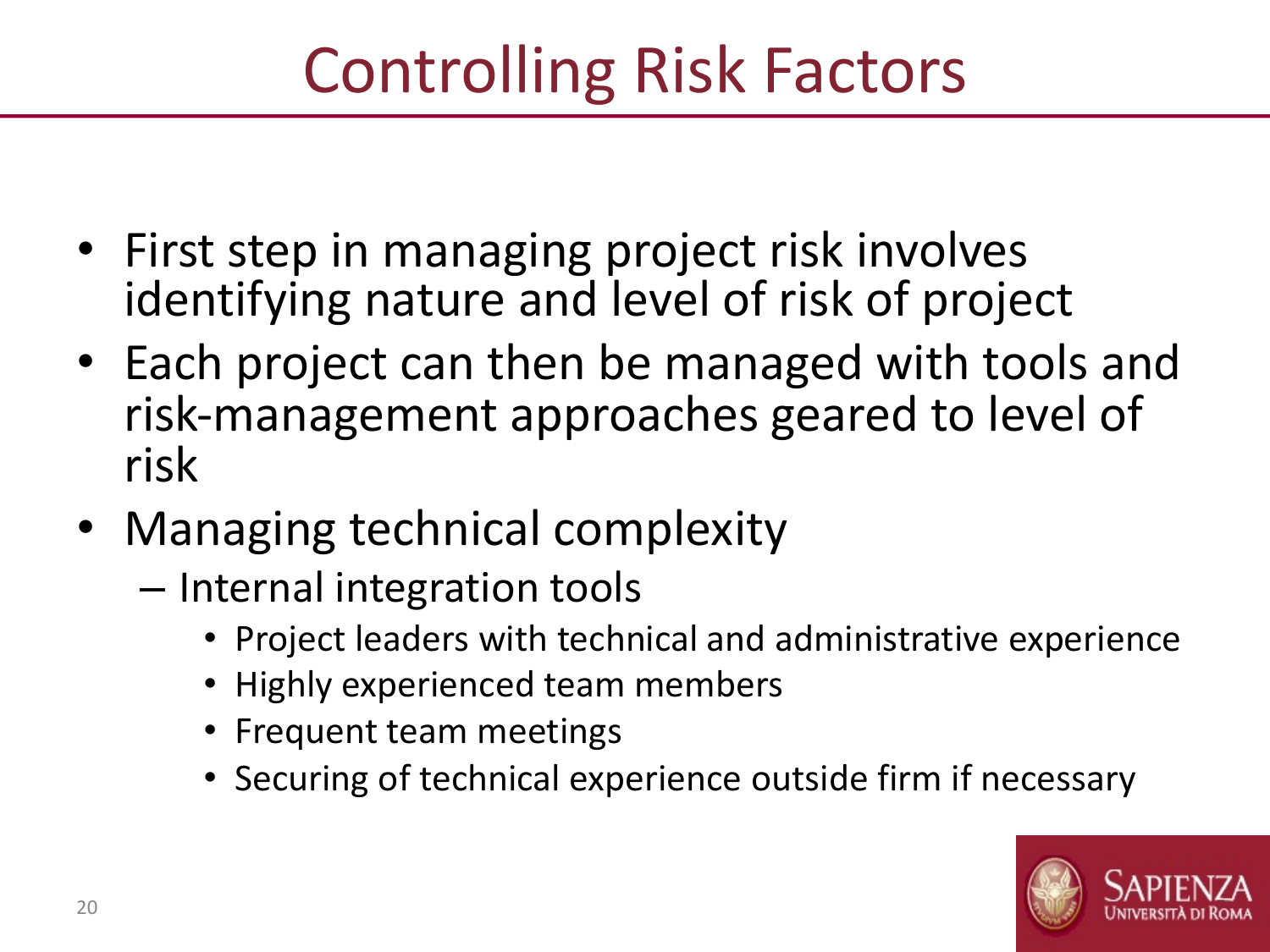# Controlling Risk Factors

- First step in managing project risk involves identifying nature and level of risk of project
- Each project can then be managed with tools and risk-management approaches geared to level of risk
- Managing technical complexity
  - Internal integration tools
    - Project leaders with technical and administrative experience
    - Highly experienced team members
    - Frequent team meetings
    - Securing of technical experience outside firm if necessary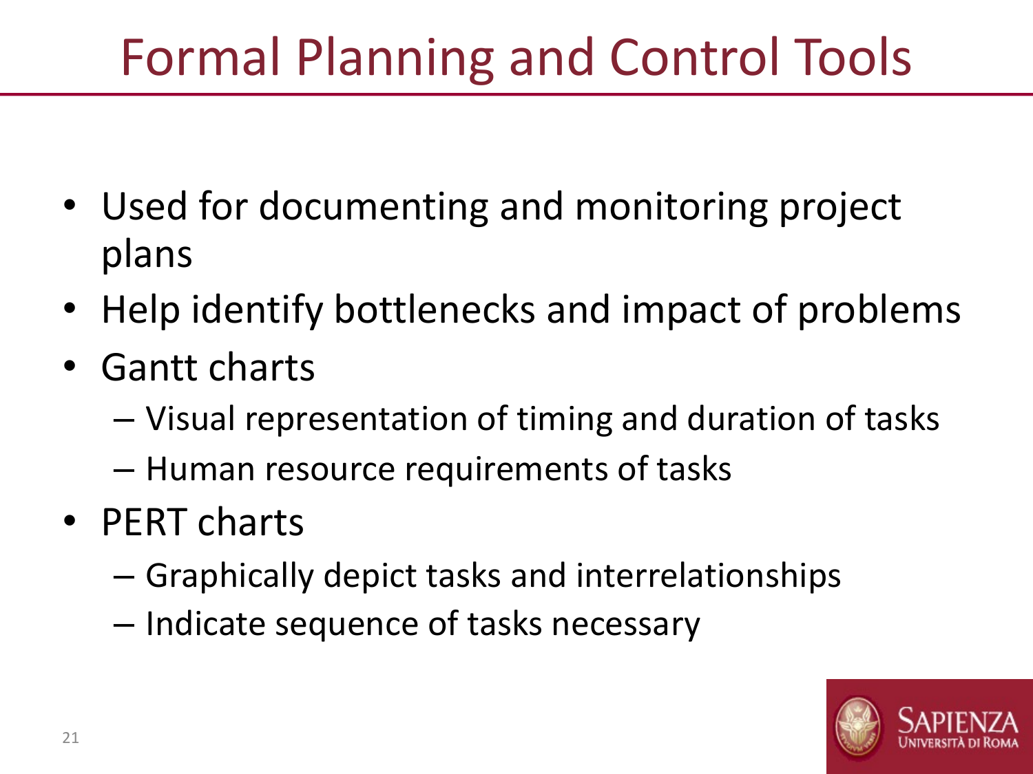# Formal Planning and Control Tools

- Used for documenting and monitoring project plans
- Help identify bottlenecks and impact of problems
- Gantt charts
  - Visual representation of timing and duration of tasks
  - Human resource requirements of tasks
- PERT charts
  - Graphically depict tasks and interrelationships
  - Indicate sequence of tasks necessary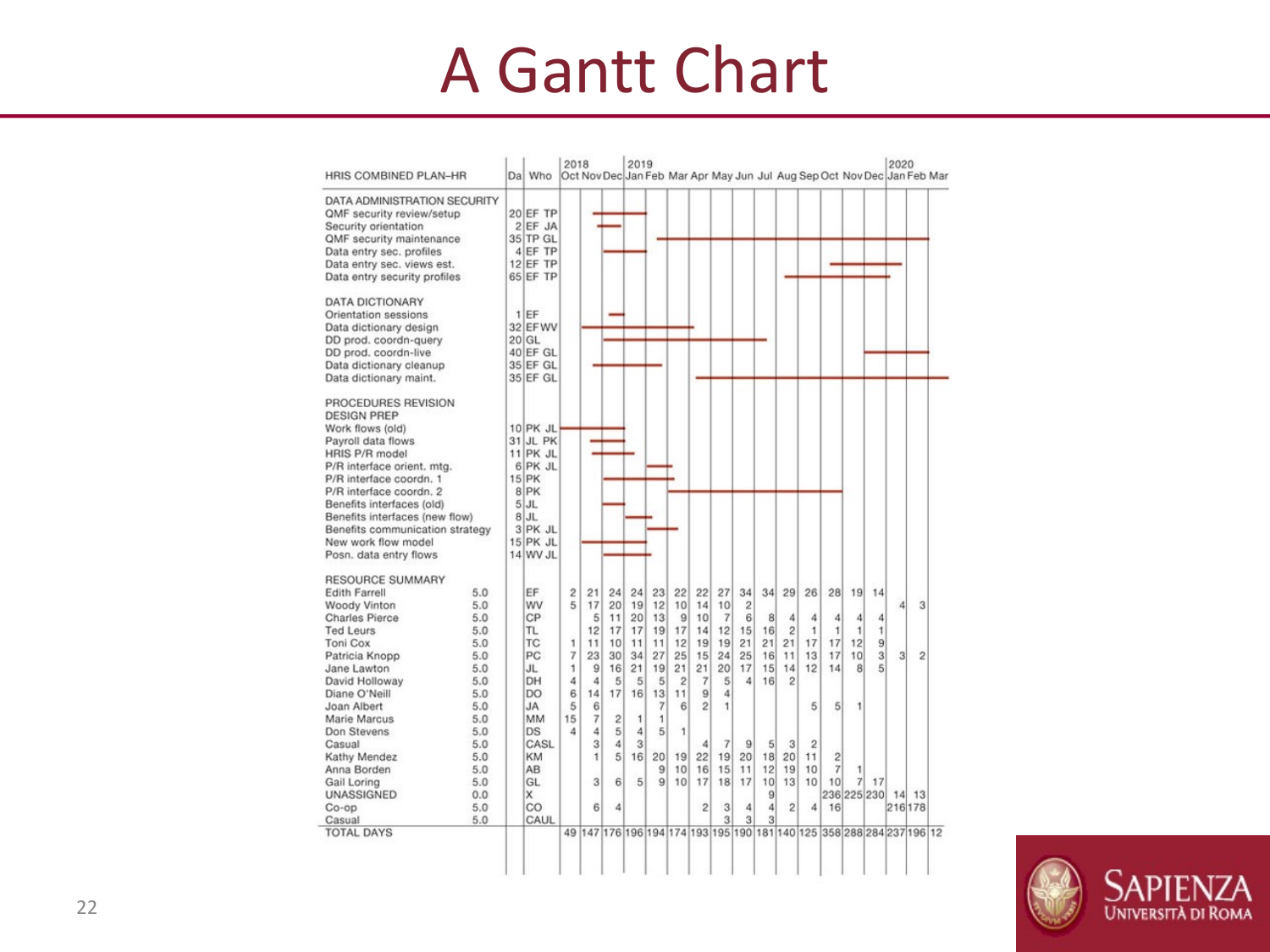# A Gantt Chart

| HRIS COMBINED PLAN–HR | Da | Who |
|---|---|---|
| **DATA ADMINISTRATION SECURITY** | | |
| QMF security review/setup | 20 | EF TP |
| Security orientation | 2 | EF JA |
| QMF security maintenance | 35 | TP GL |
| Data entry sec. profiles | 4 | EF TP |
| Data entry sec. views est. | 12 | EF TP |
| Data entry security profiles | 65 | EF TP |
| **DATA DICTIONARY** | | |
| Orientation sessions | 1 | EF |
| Data dictionary design | 32 | EF WV |
| DD prod. coordn-query | 20 | GL |
| DD prod. coordn-live | 40 | EF GL |
| Data dictionary cleanup | 35 | EF GL |
| Data dictionary maint. | 35 | EF GL |
| **PROCEDURES REVISION DESIGN PREP** | | |
| Work flows (old) | 10 | PK JL |
| Payroll data flows | 31 | JL PK |
| HRIS P/R model | 11 | PK JL |
| P/R interface orient. mtg. | 6 | PK JL |
| P/R interface coordn. 1 | 15 | PK |
| P/R interface coordn. 2 | 8 | PK |
| Benefits interfaces (old) | 5 | JL |
| Benefits interfaces (new flow) | 8 | JL |
| Benefits communication strategy | 3 | PK JL |
| New work flow model | 15 | PK JL |
| Posn. data entry flows | 14 | WV JL |

| RESOURCE SUMMARY | | | 2018 Oct | Nov | Dec | 2019 Jan | Feb | Mar | Apr | May | Jun | Jul | Aug | Sep | Oct | Nov | Dec | 2020 Jan | Feb | Mar |
|---|---|---|---|---|---|---|---|---|---|---|---|---|---|---|---|---|---|---|---|---|
| Edith Farrell | 5.0 | EF | 2 | 21 | 24 | 24 | 23 | 22 | 22 | 27 | 34 | 34 | 29 | 26 | 28 | 19 | 14 | | | |
| Woody Vinton | 5.0 | WV | 5 | 17 | 20 | 19 | 12 | 10 | 14 | 10 | 2 | | | | | | | 4 | 3 | |
| Charles Pierce | 5.0 | CP | | 5 | 11 | 20 | 13 | 9 | 10 | 7 | 6 | 8 | 4 | 4 | 4 | 4 | 4 | | | |
| Ted Leurs | 5.0 | TL | | 12 | 17 | 17 | 19 | 17 | 14 | 12 | 15 | 16 | 2 | 1 | 1 | 1 | 1 | | | |
| Toni Cox | 5.0 | TC | 1 | 11 | 10 | 11 | 11 | 12 | 19 | 19 | 21 | 21 | 21 | 17 | 17 | 12 | 9 | | | |
| Patricia Knopp | 5.0 | PC | 7 | 23 | 30 | 34 | 27 | 25 | 15 | 24 | 25 | 16 | 11 | 13 | 17 | 10 | 3 | 3 | 2 | |
| Jane Lawton | 5.0 | JL | 1 | 9 | 16 | 21 | 19 | 21 | 21 | 20 | 17 | 15 | 14 | 12 | 14 | 8 | 5 | | | |
| David Holloway | 5.0 | DH | 4 | 4 | 5 | 5 | 5 | 2 | 7 | 5 | 4 | 16 | 2 | | | | | | | |
| Diane O'Neill | 5.0 | DO | 6 | 14 | 17 | 16 | 13 | 11 | 9 | 4 | | | | | | | | | | |
| Joan Albert | 5.0 | JA | 5 | 6 | | | 7 | 6 | 2 | 1 | | | | 5 | 5 | 1 | | | | |
| Marie Marcus | 5.0 | MM | 15 | 7 | 2 | 1 | 1 | | | | | | | | | | | | | |
| Don Stevens | 5.0 | DS | 4 | 4 | 5 | 4 | 5 | 1 | | | | | | | | | | | | |
| Casual | 5.0 | CASL | | 3 | 4 | 3 | | | 4 | 7 | 9 | 5 | 3 | 2 | | | | | | |
| Kathy Mendez | 5.0 | KM | | 1 | 5 | 16 | 20 | 19 | 22 | 19 | 20 | 18 | 20 | 11 | 2 | | | | | |
| Anna Borden | 5.0 | AB | | | | | 9 | 10 | 16 | 15 | 11 | 12 | 19 | 10 | 7 | 1 | | | | |
| Gail Loring | 5.0 | GL | | 3 | 6 | 5 | 9 | 10 | 17 | 18 | 17 | 10 | 13 | 10 | 10 | 7 | 17 | | | |
| UNASSIGNED | 0.0 | X | | | | | | | | | | 9 | | | 236 | 225 | 230 | 14 | 13 | |
| Co-op | 5.0 | CO | | 6 | 4 | | | | 2 | 3 | 4 | 4 | 2 | 4 | 16 | | | 216 | 178 | |
| Casual | 5.0 | CAUL | | | | | | | | 3 | 3 | 3 | | | | | | | | |
| TOTAL DAYS | | | 49 | 147 | 176 | 196 | 194 | 174 | 193 | 195 | 190 | 181 | 140 | 125 | 358 | 288 | 284 | 237 | 196 | 12 |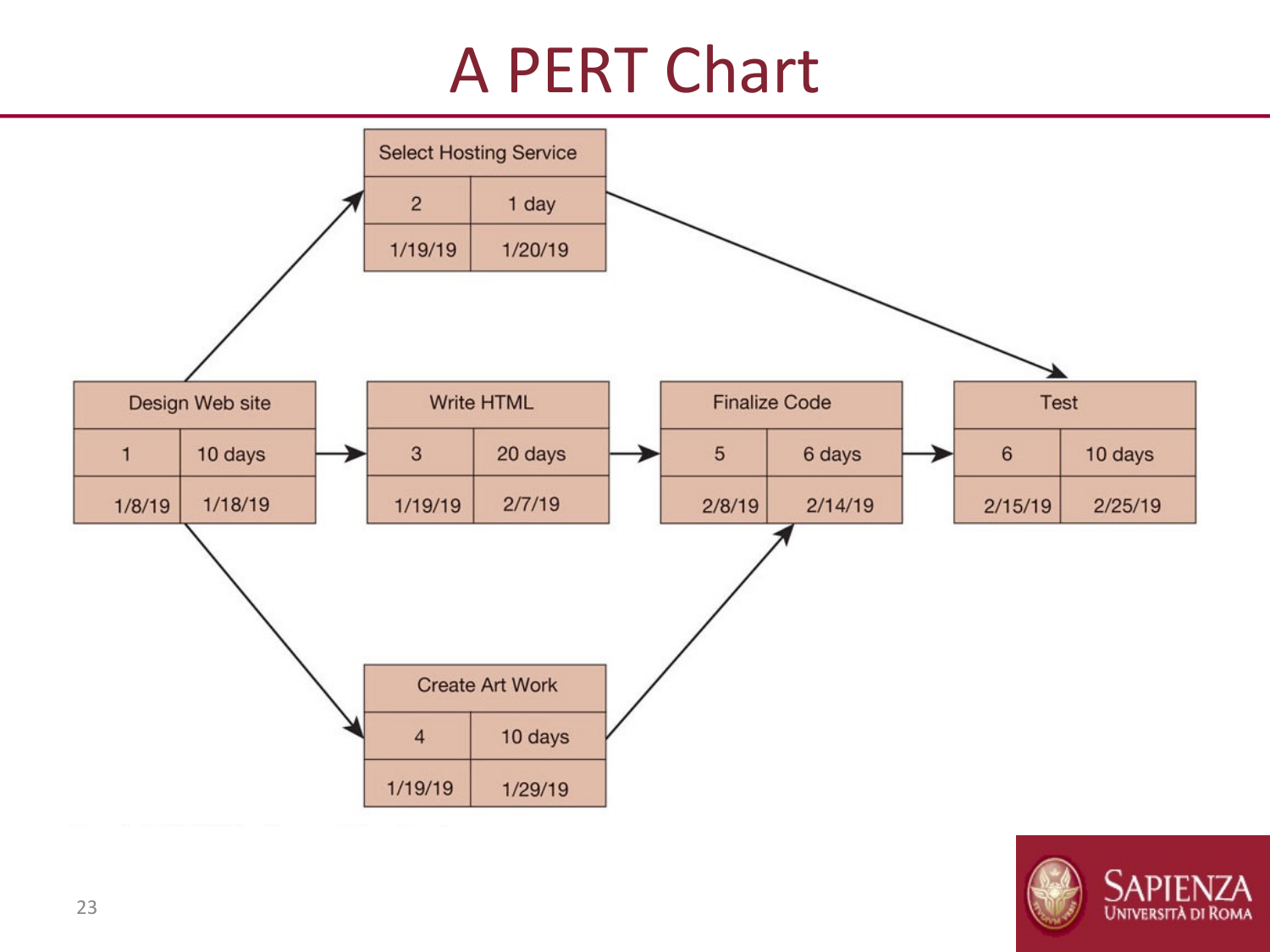# A PERT Chart

Select Hosting Service

| 2 | 1 day |
| --- | --- |
| 1/19/19 | 1/20/19 |

Design Web site

| 1 | 10 days |
| --- | --- |
| 1/8/19 | 1/18/19 |

Write HTML

| 3 | 20 days |
| --- | --- |
| 1/19/19 | 2/7/19 |

Finalize Code

| 5 | 6 days |
| --- | --- |
| 2/8/19 | 2/14/19 |

Test

| 6 | 10 days |
| --- | --- |
| 2/15/19 | 2/25/19 |

Create Art Work

| 4 | 10 days |
| --- | --- |
| 1/19/19 | 1/29/19 |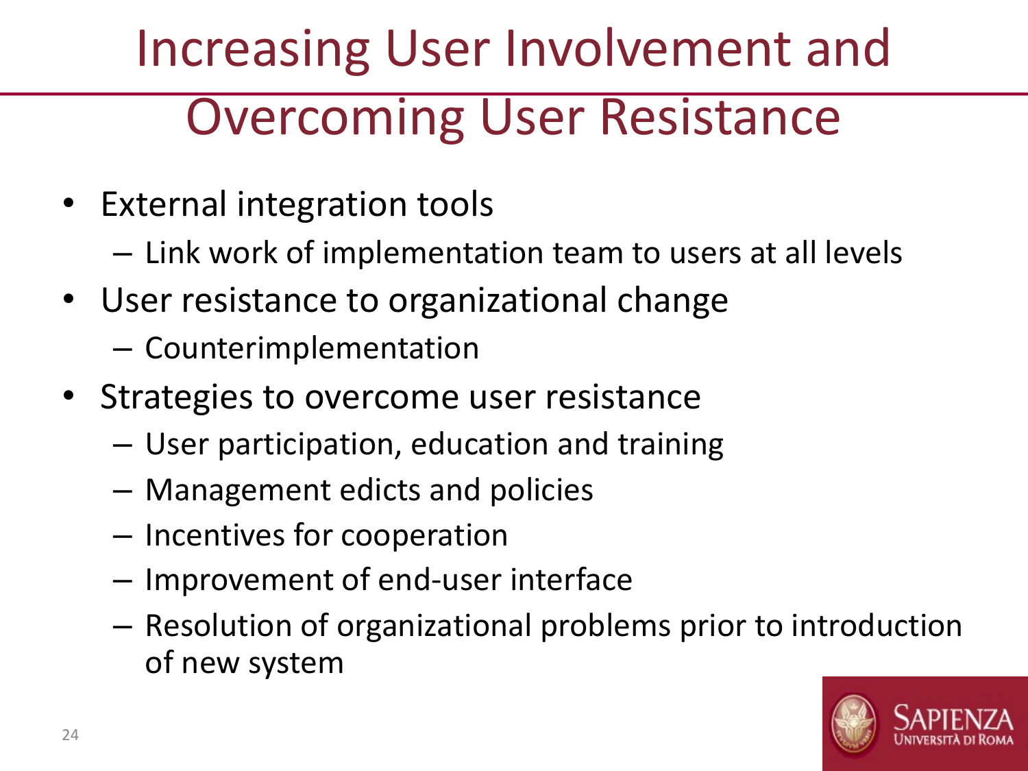# Increasing User Involvement and Overcoming User Resistance

- External integration tools
  - Link work of implementation team to users at all levels
- User resistance to organizational change
  - Counterimplementation
- Strategies to overcome user resistance
  - User participation, education and training
  - Management edicts and policies
  - Incentives for cooperation
  - Improvement of end-user interface
  - Resolution of organizational problems prior to introduction of new system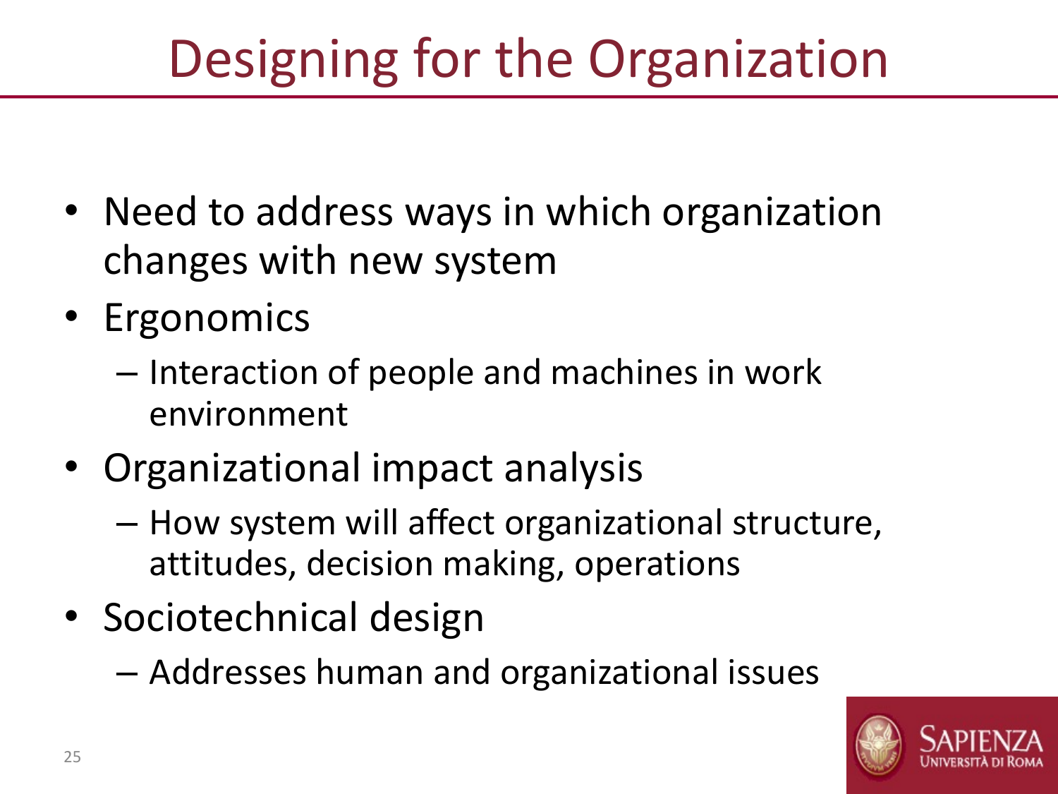# Designing for the Organization

- Need to address ways in which organization changes with new system
- Ergonomics
  - Interaction of people and machines in work environment
- Organizational impact analysis
  - How system will affect organizational structure, attitudes, decision making, operations
- Sociotechnical design
  - Addresses human and organizational issues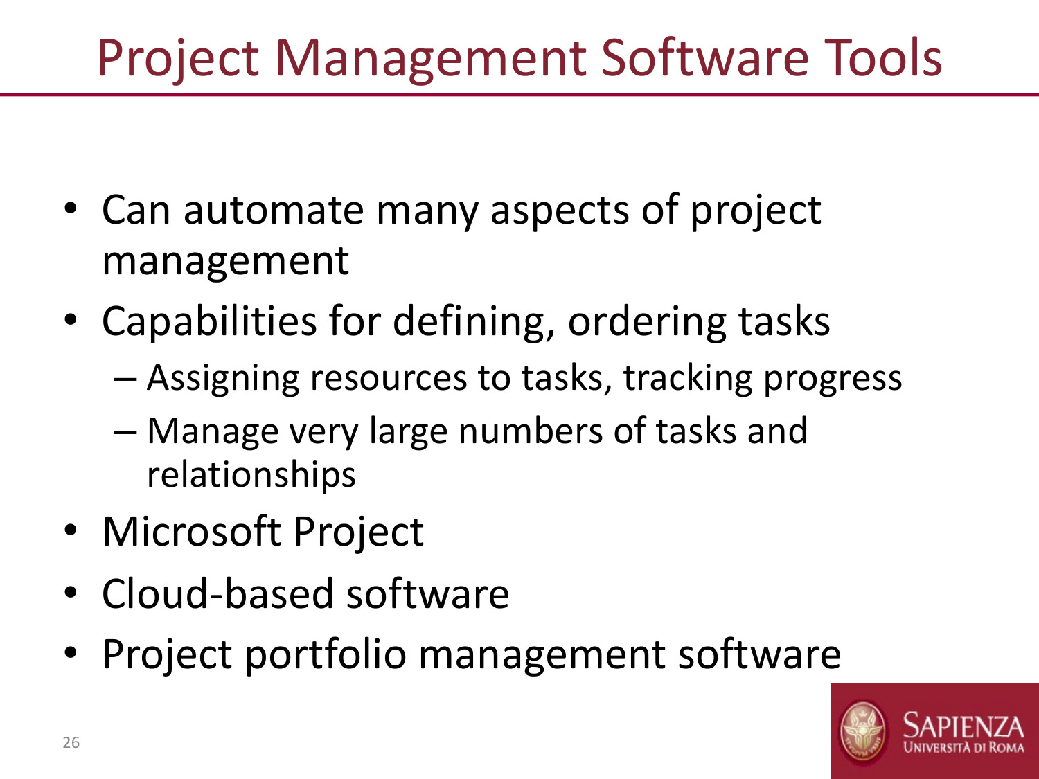# Project Management Software Tools

- Can automate many aspects of project management
- Capabilities for defining, ordering tasks
  - Assigning resources to tasks, tracking progress
  - Manage very large numbers of tasks and relationships
- Microsoft Project
- Cloud-based software
- Project portfolio management software